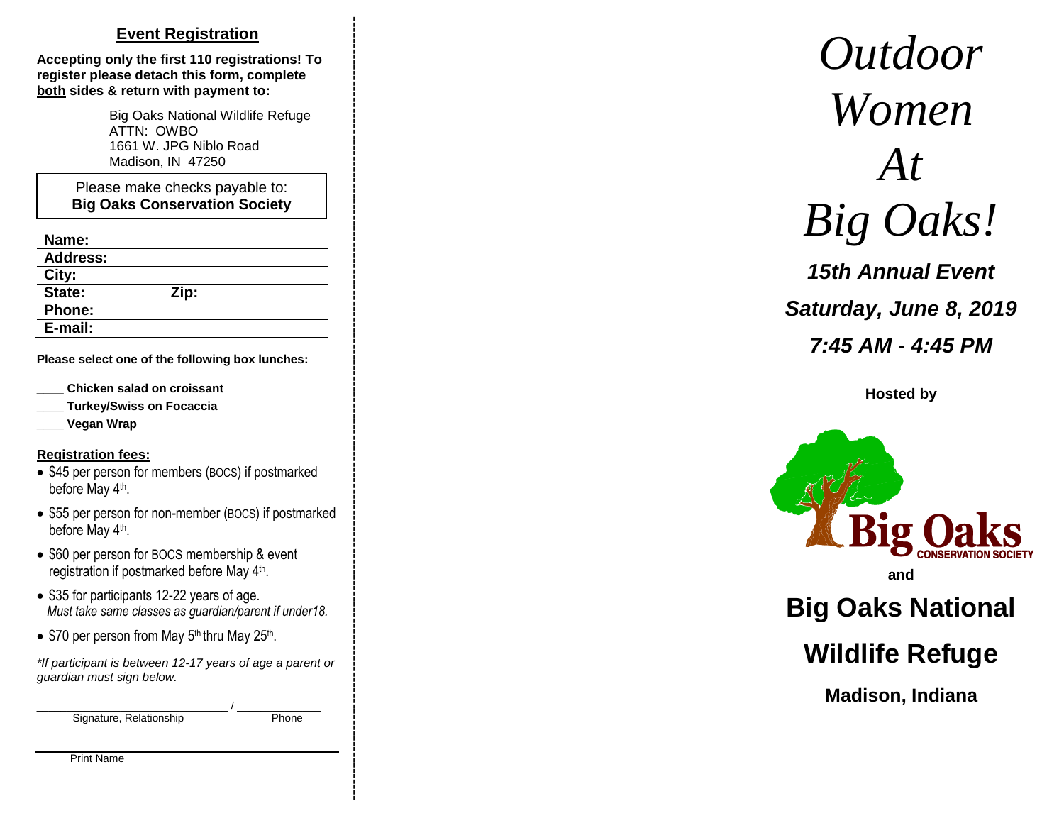## Event Registration

**Accepting only the first 110 registrations! To register please detach this form, complete both sides & return with payment to:**

Big Oaks National Wildlife Refuge
ATTN: OWBO
1661 W. JPG Niblo Road
Madison, IN 47250

Please make checks payable to:
**Big Oaks Conservation Society**

**Name:**
**Address:**
**City:**
**State:** **Zip:**
**Phone:**
**E-mail:**

**Please select one of the following box lunches:**

____ **Chicken salad on croissant**
____ **Turkey/Swiss on Focaccia**
____ **Vegan Wrap**

**Registration fees:**

- $45 per person for members (BOCS) if postmarked before May 4th.
- $55 per person for non-member (BOCS) if postmarked before May 4th.
- $60 per person for BOCS membership & event registration if postmarked before May 4th.
- $35 for participants 12-22 years of age. *Must take same classes as guardian/parent if under18.*
- $70 per person from May 5th thru May 25th.

*\*If participant is between 12-17 years of age a parent or guardian must sign below.*

______________________ / ____________
Signature, Relationship Phone

______________________
Print Name

# *Outdoor Women At Big Oaks!*

***15th Annual Event***

***Saturday, June 8, 2019***

***7:45 AM - 4:45 PM***

**Hosted by**

Big Oaks CONSERVATION SOCIETY

**and**

## Big Oaks National Wildlife Refuge

**Madison, Indiana**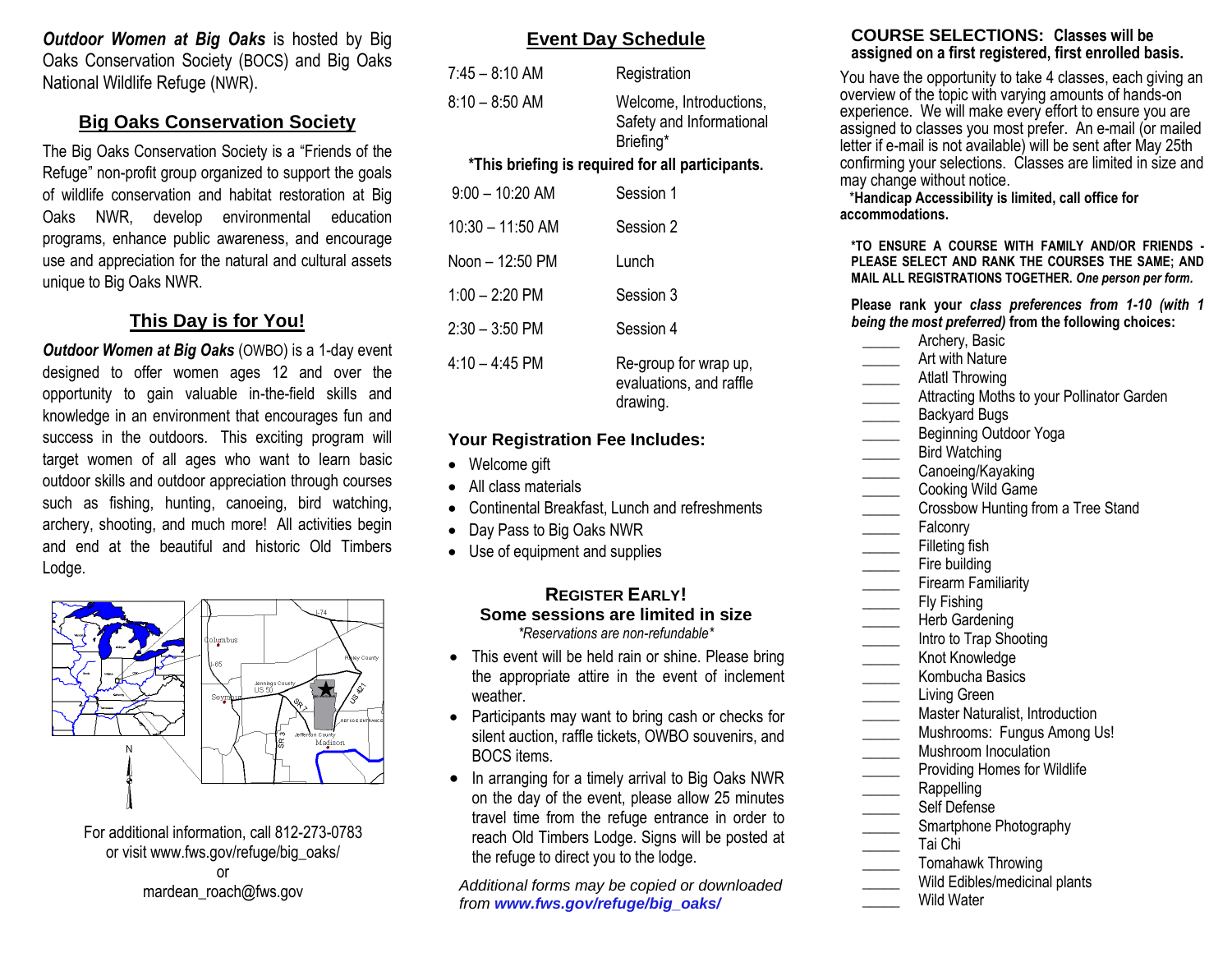***Outdoor Women at Big Oaks*** is hosted by Big Oaks Conservation Society (BOCS) and Big Oaks National Wildlife Refuge (NWR).

## Big Oaks Conservation Society

The Big Oaks Conservation Society is a "Friends of the Refuge" non-profit group organized to support the goals of wildlife conservation and habitat restoration at Big Oaks NWR, develop environmental education programs, enhance public awareness, and encourage use and appreciation for the natural and cultural assets unique to Big Oaks NWR.

## This Day is for You!

***Outdoor Women at Big Oaks*** (OWBO) is a 1-day event designed to offer women ages 12 and over the opportunity to gain valuable in-the-field skills and knowledge in an environment that encourages fun and success in the outdoors. This exciting program will target women of all ages who want to learn basic outdoor skills and outdoor appreciation through courses such as fishing, hunting, canoeing, bird watching, archery, shooting, and much more! All activities begin and end at the beautiful and historic Old Timbers Lodge.

I-74
Columbus
I-65
Ripley County
Jennings County
US 50
Seymour
SR 7
US 421
REFUGE ENTRANCE
SR 3
Jefferson County
Madison
N

For additional information, call 812-273-0783
or visit www.fws.gov/refuge/big_oaks/
or
mardean_roach@fws.gov

## Event Day Schedule

| | |
|---|---|
| 7:45 – 8:10 AM | Registration |
| 8:10 – 8:50 AM | Welcome, Introductions, Safety and Informational Briefing* |

**\*This briefing is required for all participants.**

| | |
|---|---|
| 9:00 – 10:20 AM | Session 1 |
| 10:30 – 11:50 AM | Session 2 |
| Noon – 12:50 PM | Lunch |
| 1:00 – 2:20 PM | Session 3 |
| 2:30 – 3:50 PM | Session 4 |
| 4:10 – 4:45 PM | Re-group for wrap up, evaluations, and raffle drawing. |

### Your Registration Fee Includes:

- Welcome gift
- All class materials
- Continental Breakfast, Lunch and refreshments
- Day Pass to Big Oaks NWR
- Use of equipment and supplies

### REGISTER EARLY!
### Some sessions are limited in size

*\*Reservations are non-refundable\**

- This event will be held rain or shine. Please bring the appropriate attire in the event of inclement weather.
- Participants may want to bring cash or checks for silent auction, raffle tickets, OWBO souvenirs, and BOCS items.
- In arranging for a timely arrival to Big Oaks NWR on the day of the event, please allow 25 minutes travel time from the refuge entrance in order to reach Old Timbers Lodge. Signs will be posted at the refuge to direct you to the lodge.

*Additional forms may be copied or downloaded from* ***www.fws.gov/refuge/big_oaks/***

### COURSE SELECTIONS: Classes will be assigned on a first registered, first enrolled basis.

You have the opportunity to take 4 classes, each giving an overview of the topic with varying amounts of hands-on experience. We will make every effort to ensure you are assigned to classes you most prefer. An e-mail (or mailed letter if e-mail is not available) will be sent after May 25th confirming your selections. Classes are limited in size and may change without notice.

**\*Handicap Accessibility is limited, call office for accommodations.**

**\*TO ENSURE A COURSE WITH FAMILY AND/OR FRIENDS - PLEASE SELECT AND RANK THE COURSES THE SAME; AND MAIL ALL REGISTRATIONS TOGETHER.** ***One person per form.***

**Please rank your *class preferences from 1-10 (with 1 being the most preferred)* from the following choices:**

_____ Archery, Basic
_____ Art with Nature
_____ Atlatl Throwing
_____ Attracting Moths to your Pollinator Garden
_____ Backyard Bugs
_____ Beginning Outdoor Yoga
_____ Bird Watching
_____ Canoeing/Kayaking
_____ Cooking Wild Game
_____ Crossbow Hunting from a Tree Stand
_____ Falconry
_____ Filleting fish
_____ Fire building
_____ Firearm Familiarity
_____ Fly Fishing
_____ Herb Gardening
_____ Intro to Trap Shooting
_____ Knot Knowledge
_____ Kombucha Basics
_____ Living Green
_____ Master Naturalist, Introduction
_____ Mushrooms: Fungus Among Us!
_____ Mushroom Inoculation
_____ Providing Homes for Wildlife
_____ Rappelling
_____ Self Defense
_____ Smartphone Photography
_____ Tai Chi
_____ Tomahawk Throwing
_____ Wild Edibles/medicinal plants
_____ Wild Water